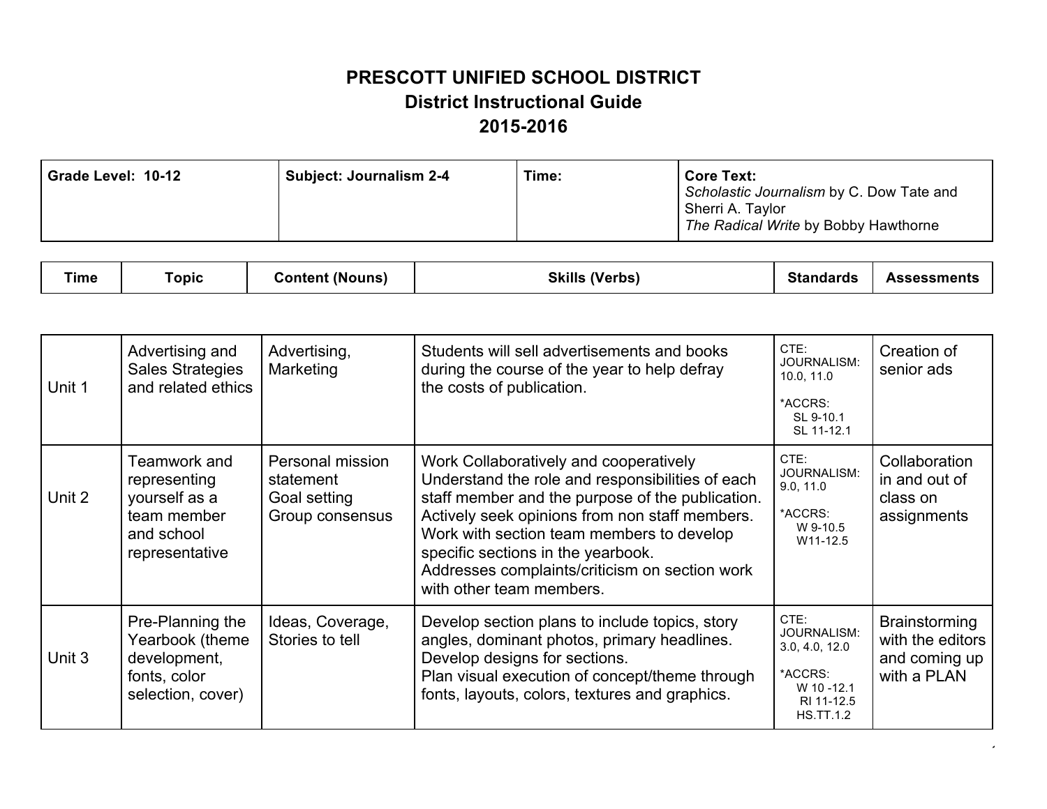# PRESCOTT UNIFIED SCHOOL DISTRICT
## District Instructional Guide
## 2015-2016

| Grade Level: 10-12 | Subject: Journalism 2-4 | Time: | Core Text: *Scholastic Journalism* by C. Dow Tate and Sherri A. Taylor *The Radical Write* by Bobby Hawthorne |
|---|---|---|---|

| Time | Topic | Content (Nouns) | Skills (Verbs) | Standards | Assessments |
|---|---|---|---|---|---|
| Unit 1 | Advertising and Sales Strategies and related ethics | Advertising, Marketing | Students will sell advertisements and books during the course of the year to help defray the costs of publication. | CTE: JOURNALISM: 10.0, 11.0<br><br>*ACCRS: SL 9-10.1 SL 11-12.1 | Creation of senior ads |
| Unit 2 | Teamwork and representing yourself as a team member and school representative | Personal mission statement<br>Goal setting<br>Group consensus | Work Collaboratively and cooperatively<br>Understand the role and responsibilities of each staff member and the purpose of the publication.<br>Actively seek opinions from non staff members.<br>Work with section team members to develop specific sections in the yearbook.<br>Addresses complaints/criticism on section work with other team members. | CTE: JOURNALISM: 9.0, 11.0<br><br>*ACCRS: W 9-10.5 W11-12.5 | Collaboration in and out of class on assignments |
| Unit 3 | Pre-Planning the Yearbook (theme development, fonts, color selection, cover) | Ideas, Coverage, Stories to tell | Develop section plans to include topics, story angles, dominant photos, primary headlines.<br>Develop designs for sections.<br>Plan visual execution of concept/theme through fonts, layouts, colors, textures and graphics. | CTE: JOURNALISM: 3.0, 4.0, 12.0<br><br>*ACCRS: W 10 -12.1 RI 11-12.5 HS.TT.1.2 | Brainstorming with the editors and coming up with a PLAN |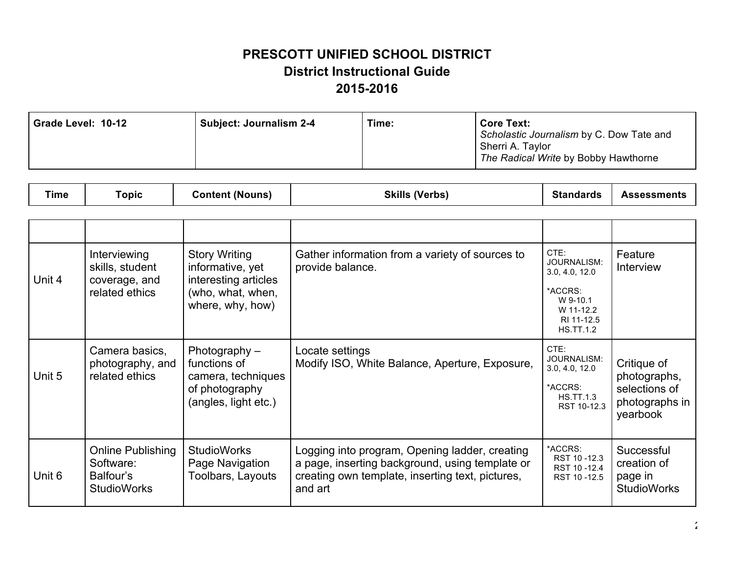**PRESCOTT UNIFIED SCHOOL DISTRICT**
**District Instructional Guide**
**2015-2016**

| **Grade Level: 10-12** | **Subject: Journalism 2-4** | **Time:** | **Core Text:** *Scholastic Journalism* by C. Dow Tate and Sherri A. Taylor<br>*The Radical Write* by Bobby Hawthorne |
|---|---|---|---|

| **Time** | **Topic** | **Content (Nouns)** | **Skills (Verbs)** | **Standards** | **Assessments** |
|---|---|---|---|---|---|
| | | | | | |
| Unit 4 | Interviewing skills, student coverage, and related ethics | Story Writing informative, yet interesting articles (who, what, when, where, why, how) | Gather information from a variety of sources to provide balance. | CTE: JOURNALISM: 3.0, 4.0, 12.0<br>*ACCRS: W 9-10.1 W 11-12.2 RI 11-12.5 HS.TT.1.2 | Feature Interview |
| Unit 5 | Camera basics, photography, and related ethics | Photography – functions of camera, techniques of photography (angles, light etc.) | Locate settings<br>Modify ISO, White Balance, Aperture, Exposure, | CTE: JOURNALISM: 3.0, 4.0, 12.0<br>*ACCRS: HS.TT.1.3 RST 10-12.3 | Critique of photographs, selections of photographs in yearbook |
| Unit 6 | Online Publishing Software: Balfour's StudioWorks | StudioWorks Page Navigation Toolbars, Layouts | Logging into program, Opening ladder, creating a page, inserting background, using template or creating own template, inserting text, pictures, and art | *ACCRS: RST 10 -12.3 RST 10 -12.4 RST 10 -12.5 | Successful creation of page in StudioWorks |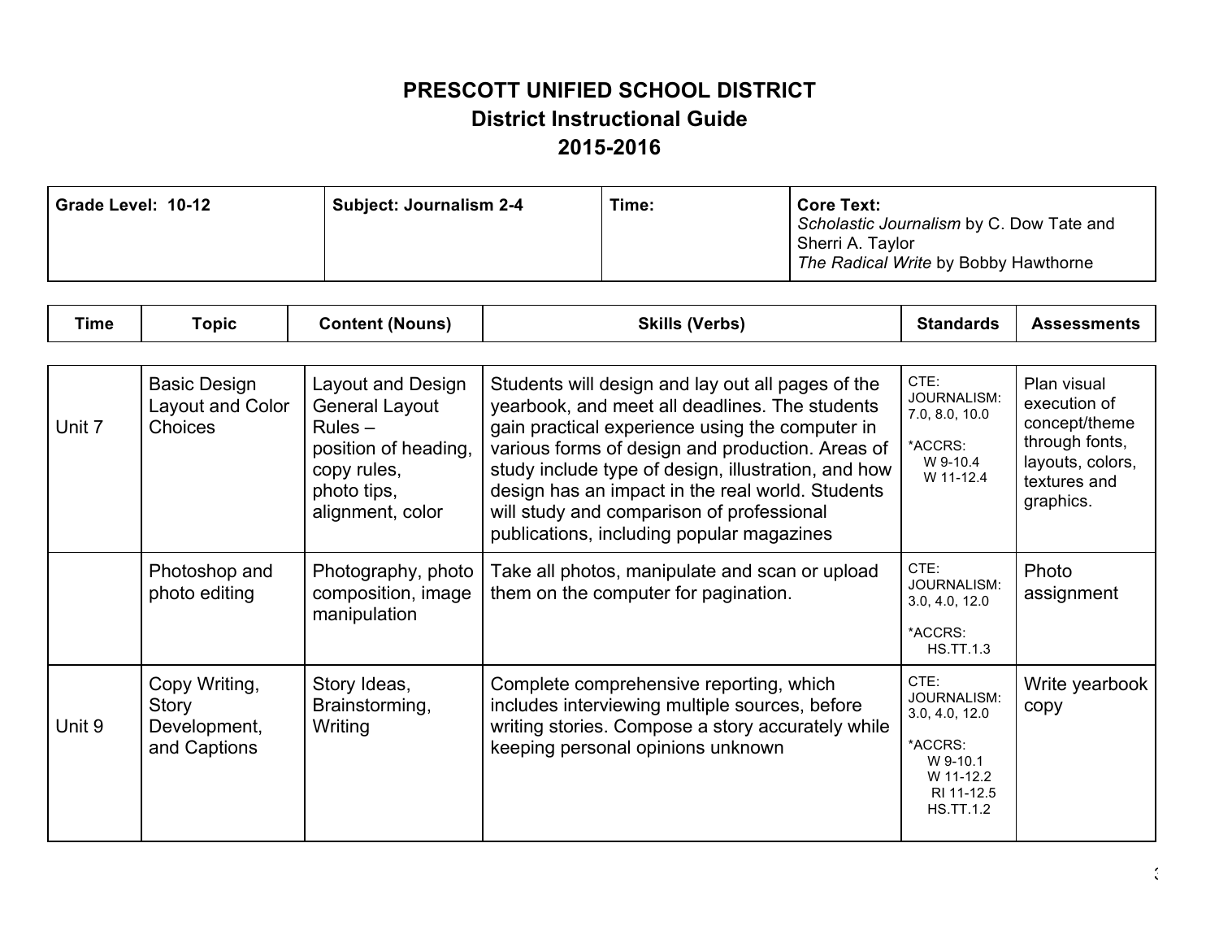# PRESCOTT UNIFIED SCHOOL DISTRICT
## District Instructional Guide
## 2015-2016

| Grade Level: 10-12 | Subject: Journalism 2-4 | Time: | Core Text: *Scholastic Journalism* by C. Dow Tate and Sherri A. Taylor *The Radical Write* by Bobby Hawthorne |
|---|---|---|---|

| Time | Topic | Content (Nouns) | Skills (Verbs) | Standards | Assessments |
|---|---|---|---|---|---|
| Unit 7 | Basic Design Layout and Color Choices | Layout and Design General Layout Rules – position of heading, copy rules, photo tips, alignment, color | Students will design and lay out all pages of the yearbook, and meet all deadlines. The students gain practical experience using the computer in various forms of design and production. Areas of study include type of design, illustration, and how design has an impact in the real world. Students will study and comparison of professional publications, including popular magazines | CTE: JOURNALISM: 7.0, 8.0, 10.0 *ACCRS: W 9-10.4 W 11-12.4 | Plan visual execution of concept/theme through fonts, layouts, colors, textures and graphics. |
| | Photoshop and photo editing | Photography, photo composition, image manipulation | Take all photos, manipulate and scan or upload them on the computer for pagination. | CTE: JOURNALISM: 3.0, 4.0, 12.0 *ACCRS: HS.TT.1.3 | Photo assignment |
| Unit 9 | Copy Writing, Story Development, and Captions | Story Ideas, Brainstorming, Writing | Complete comprehensive reporting, which includes interviewing multiple sources, before writing stories. Compose a story accurately while keeping personal opinions unknown | CTE: JOURNALISM: 3.0, 4.0, 12.0 *ACCRS: W 9-10.1 W 11-12.2 RI 11-12.5 HS.TT.1.2 | Write yearbook copy |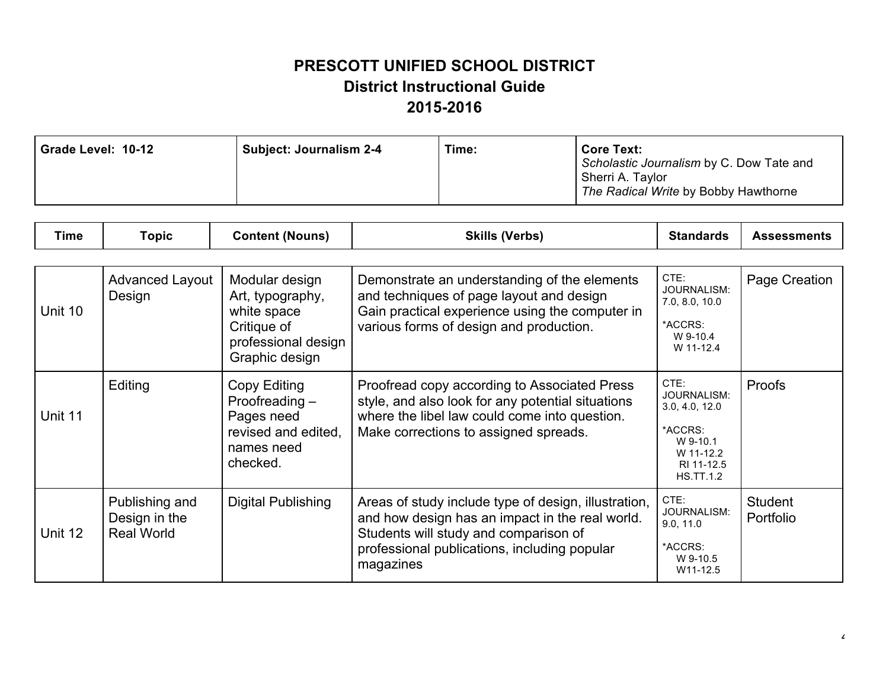# PRESCOTT UNIFIED SCHOOL DISTRICT
## District Instructional Guide
## 2015-2016

| Grade Level: 10-12 | Subject: Journalism 2-4 | Time: | Core Text: *Scholastic Journalism* by C. Dow Tate and Sherri A. Taylor *The Radical Write* by Bobby Hawthorne |
|---|---|---|---|

| Time | Topic | Content (Nouns) | Skills (Verbs) | Standards | Assessments |
|---|---|---|---|---|---|
| Unit 10 | Advanced Layout Design | Modular design Art, typography, white space Critique of professional design Graphic design | Demonstrate an understanding of the elements and techniques of page layout and design Gain practical experience using the computer in various forms of design and production. | CTE: JOURNALISM: 7.0, 8.0, 10.0 *ACCRS: W 9-10.4 W 11-12.4 | Page Creation |
| Unit 11 | Editing | Copy Editing Proofreading – Pages need revised and edited, names need checked. | Proofread copy according to Associated Press style, and also look for any potential situations where the libel law could come into question. Make corrections to assigned spreads. | CTE: JOURNALISM: 3.0, 4.0, 12.0 *ACCRS: W 9-10.1 W 11-12.2 RI 11-12.5 HS.TT.1.2 | Proofs |
| Unit 12 | Publishing and Design in the Real World | Digital Publishing | Areas of study include type of design, illustration, and how design has an impact in the real world. Students will study and comparison of professional publications, including popular magazines | CTE: JOURNALISM: 9.0, 11.0 *ACCRS: W 9-10.5 W11-12.5 | Student Portfolio |